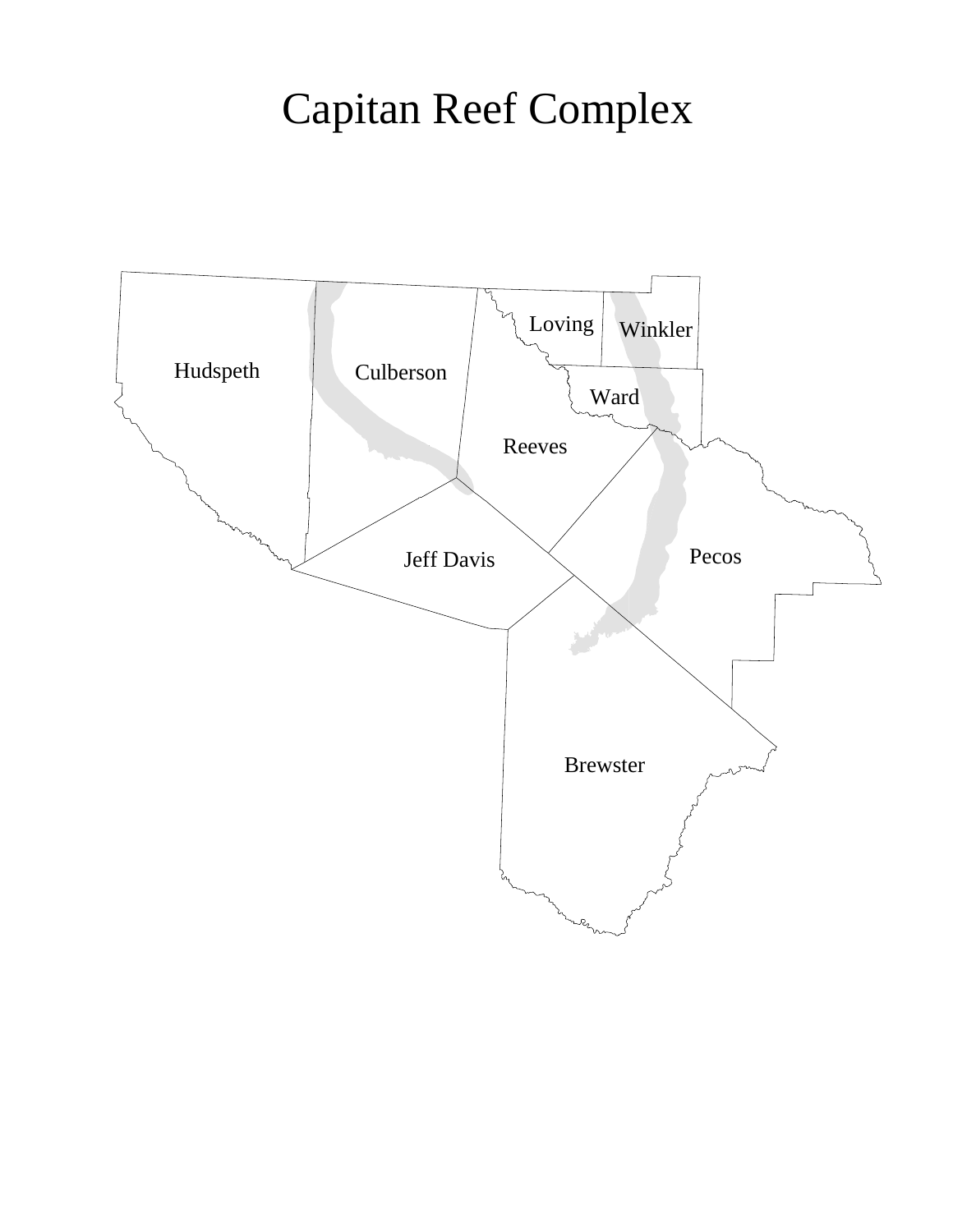# Capitan Reef Complex

Loving

Winkler

Hudspeth

Culberson

Ward

Reeves

Pecos

Jeff Davis

Brewster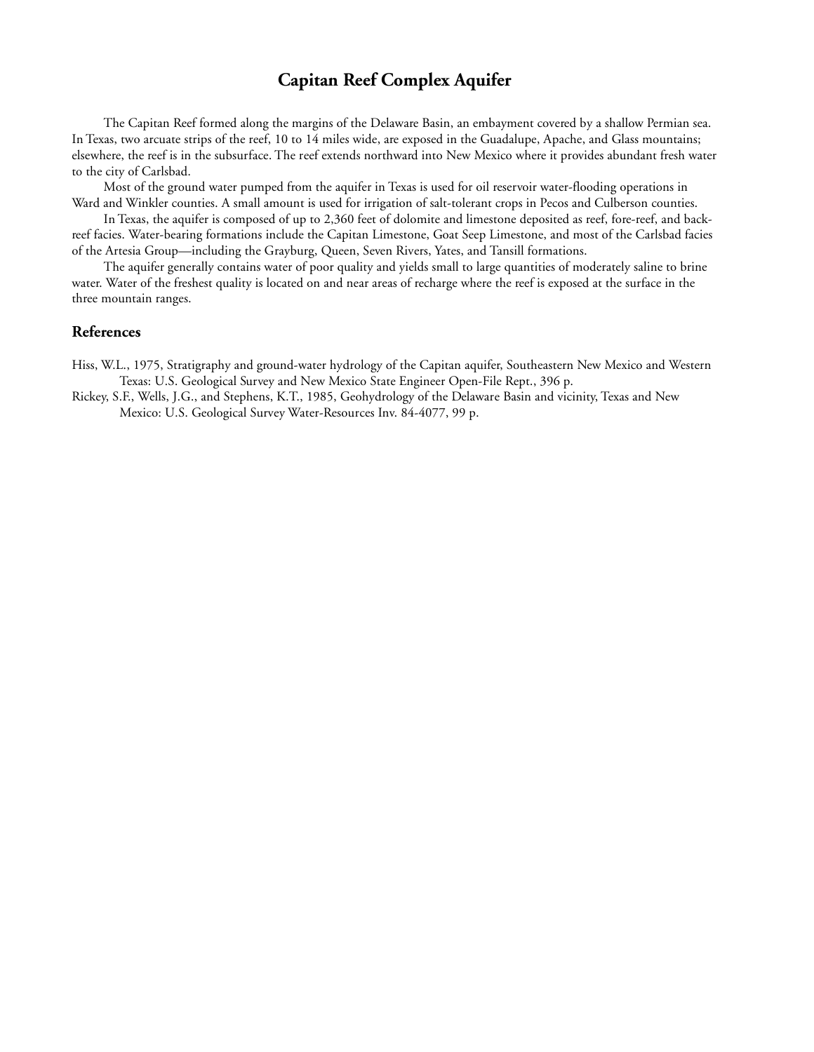# Capitan Reef Complex Aquifer

The Capitan Reef formed along the margins of the Delaware Basin, an embayment covered by a shallow Permian sea. In Texas, two arcuate strips of the reef, 10 to 14 miles wide, are exposed in the Guadalupe, Apache, and Glass mountains; elsewhere, the reef is in the subsurface. The reef extends northward into New Mexico where it provides abundant fresh water to the city of Carlsbad.

Most of the ground water pumped from the aquifer in Texas is used for oil reservoir water-flooding operations in Ward and Winkler counties. A small amount is used for irrigation of salt-tolerant crops in Pecos and Culberson counties.

In Texas, the aquifer is composed of up to 2,360 feet of dolomite and limestone deposited as reef, fore-reef, and back-reef facies. Water-bearing formations include the Capitan Limestone, Goat Seep Limestone, and most of the Carlsbad facies of the Artesia Group—including the Grayburg, Queen, Seven Rivers, Yates, and Tansill formations.

The aquifer generally contains water of poor quality and yields small to large quantities of moderately saline to brine water. Water of the freshest quality is located on and near areas of recharge where the reef is exposed at the surface in the three mountain ranges.

## References

Hiss, W.L., 1975, Stratigraphy and ground-water hydrology of the Capitan aquifer, Southeastern New Mexico and Western Texas: U.S. Geological Survey and New Mexico State Engineer Open-File Rept., 396 p.

Rickey, S.F., Wells, J.G., and Stephens, K.T., 1985, Geohydrology of the Delaware Basin and vicinity, Texas and New Mexico: U.S. Geological Survey Water-Resources Inv. 84-4077, 99 p.